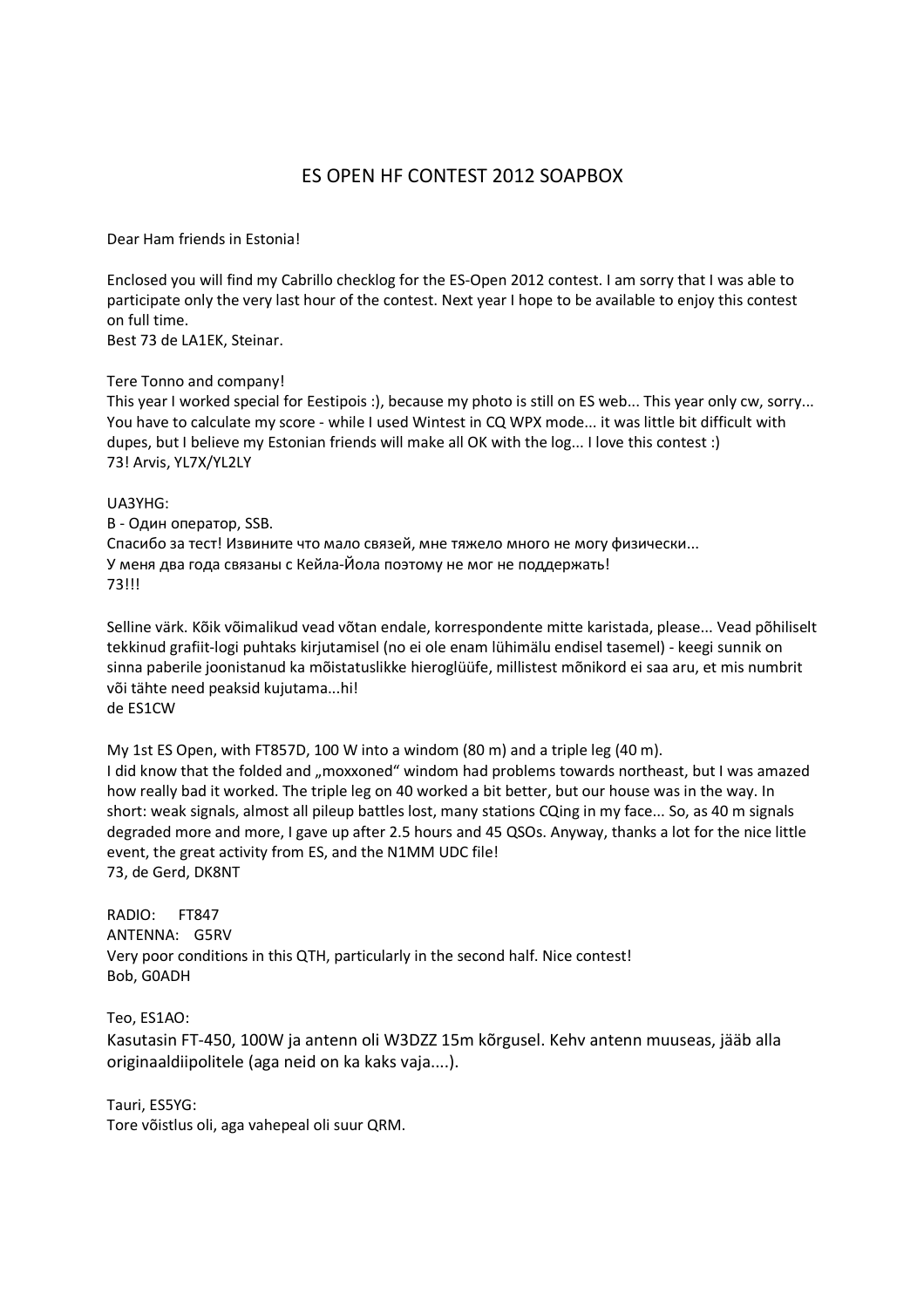# ES OPEN HF CONTEST 2012 SOAPBOX

Dear Ham friends in Estonia!

Enclosed you will find my Cabrillo checklog for the ES-Open 2012 contest. I am sorry that I was able to participate only the very last hour of the contest. Next year I hope to be available to enjoy this contest on full time.
Best 73 de LA1EK, Steinar.

Tere Tonno and company!
This year I worked special for Eestipois :), because my photo is still on ES web... This year only cw, sorry... You have to calculate my score - while I used Wintest in CQ WPX mode... it was little bit difficult with dupes, but I believe my Estonian friends will make all OK with the log... I love this contest :)
73! Arvis, YL7X/YL2LY

UA3YHG:
B - Один оператор, SSB.
Спасибо за тест! Извините что мало связей, мне тяжело много не могу физически...
У меня два года связаны с Кейла-Йола поэтому не мог не поддержать!
73!!!

Selline värk. Kõik võimalikud vead võtan endale, korrespondente mitte karistada, please... Vead põhiliselt tekkinud grafiit-logi puhtaks kirjutamisel (no ei ole enam lühimälu endisel tasemel) - keegi sunnik on sinna paberile joonistanud ka mõistatuslikke hieroglüüfe, millistest mõnikord ei saa aru, et mis numbrit või tähte need peaksid kujutama...hi!
de ES1CW

My 1st ES Open, with FT857D, 100 W into a windom (80 m) and a triple leg (40 m).
I did know that the folded and „moxxoned" windom had problems towards northeast, but I was amazed how really bad it worked. The triple leg on 40 worked a bit better, but our house was in the way. In short: weak signals, almost all pileup battles lost, many stations CQing in my face... So, as 40 m signals degraded more and more, I gave up after 2.5 hours and 45 QSOs. Anyway, thanks a lot for the nice little event, the great activity from ES, and the N1MM UDC file!
73, de Gerd, DK8NT

RADIO: FT847
ANTENNA: G5RV
Very poor conditions in this QTH, particularly in the second half. Nice contest!
Bob, G0ADH

Teo, ES1AO:
Kasutasin FT-450, 100W ja antenn oli W3DZZ 15m kõrgusel. Kehv antenn muuseas, jääb alla originaaldiipolitele (aga neid on ka kaks vaja....).

Tauri, ES5YG:
Tore võistlus oli, aga vahepeal oli suur QRM.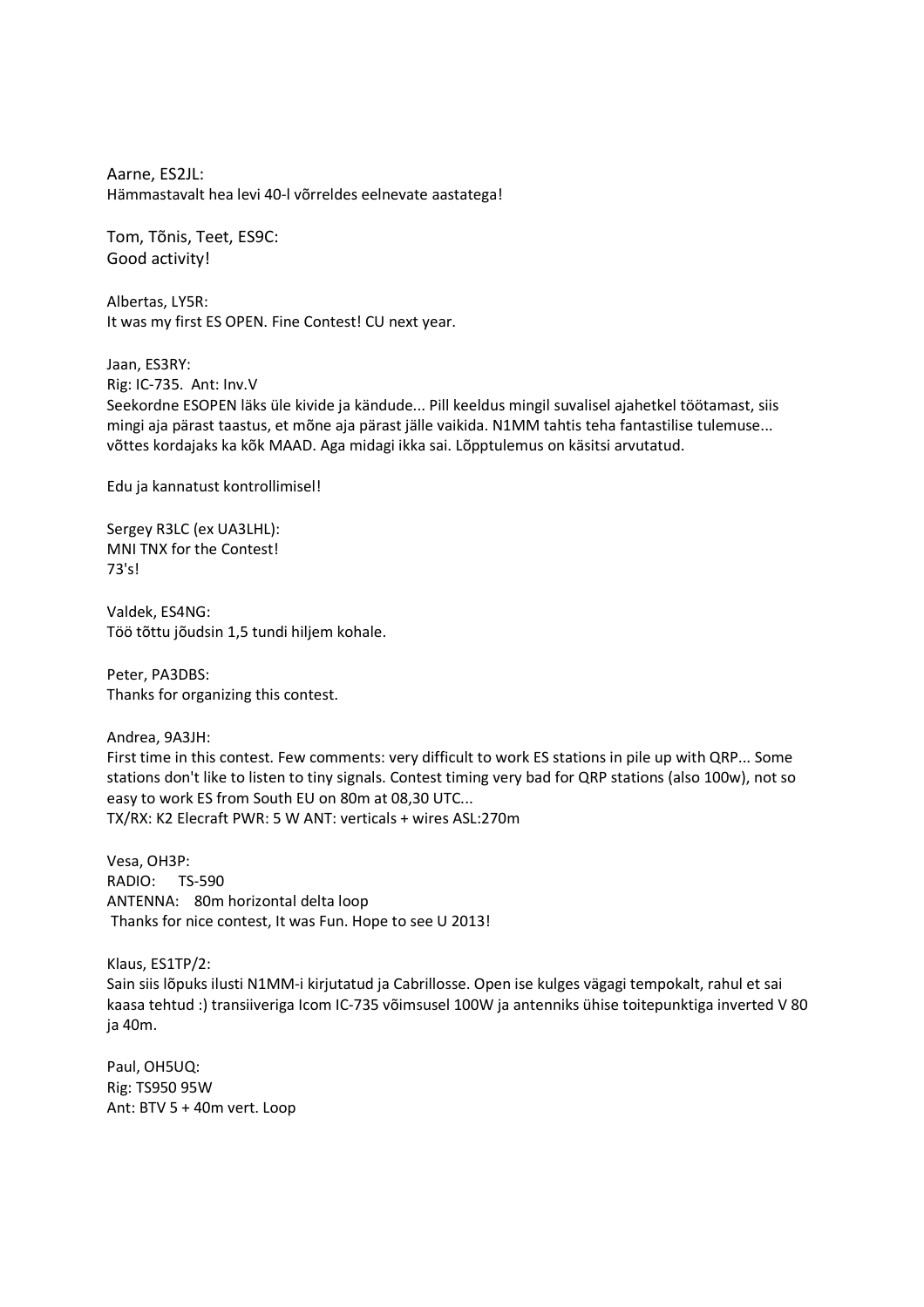Aarne, ES2JL:
Hämmastavalt hea levi 40-l võrreldes eelnevate aastatega!

Tom, Tõnis, Teet, ES9C:
Good activity!

Albertas, LY5R:
It was my first ES OPEN. Fine Contest! CU next year.

Jaan, ES3RY:
Rig: IC-735. Ant: Inv.V
Seekordne ESOPEN läks üle kivide ja kändude... Pill keeldus mingil suvalisel ajahetkel töötamast, siis mingi aja pärast taastus, et mõne aja pärast jälle vaikida. N1MM tahtis teha fantastilise tulemuse... võttes kordajaks ka kõk MAAD. Aga midagi ikka sai. Lõpptulemus on käsitsi arvutatud.

Edu ja kannatust kontrollimisel!

Sergey R3LC (ex UA3LHL):
MNI TNX for the Contest!
73's!

Valdek, ES4NG:
Töö tõttu jõudsin 1,5 tundi hiljem kohale.

Peter, PA3DBS:
Thanks for organizing this contest.

Andrea, 9A3JH:
First time in this contest. Few comments: very difficult to work ES stations in pile up with QRP... Some stations don't like to listen to tiny signals. Contest timing very bad for QRP stations (also 100w), not so easy to work ES from South EU on 80m at 08,30 UTC...
TX/RX: K2 Elecraft PWR: 5 W ANT: verticals + wires ASL:270m

Vesa, OH3P:
RADIO: TS-590
ANTENNA: 80m horizontal delta loop
Thanks for nice contest, It was Fun. Hope to see U 2013!

Klaus, ES1TP/2:
Sain siis lõpuks ilusti N1MM-i kirjutatud ja Cabrillosse. Open ise kulges vägagi tempokalt, rahul et sai kaasa tehtud :) transiiveriga Icom IC-735 võimsusel 100W ja antenniks ühise toitepunktiga inverted V 80 ja 40m.

Paul, OH5UQ:
Rig: TS950 95W
Ant: BTV 5 + 40m vert. Loop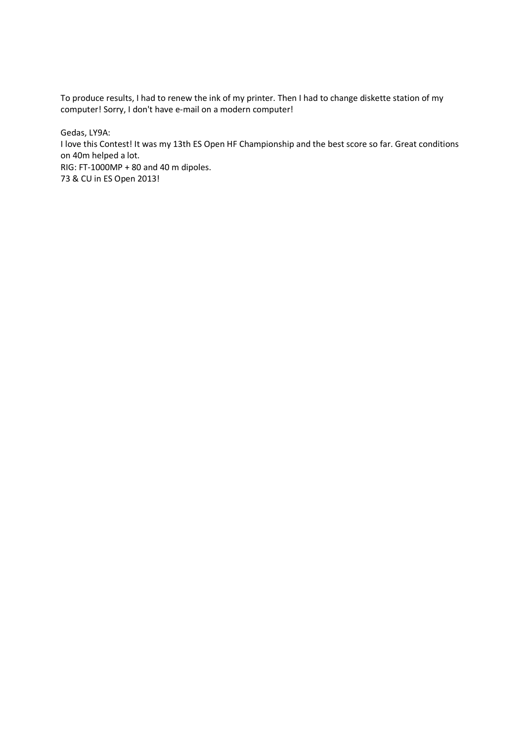To produce results, I had to renew the ink of my printer. Then I had to change diskette station of my computer! Sorry, I don't have e-mail on a modern computer!

Gedas, LY9A:
I love this Contest! It was my 13th ES Open HF Championship and the best score so far. Great conditions on 40m helped a lot.
RIG: FT-1000MP + 80 and 40 m dipoles.
73 & CU in ES Open 2013!